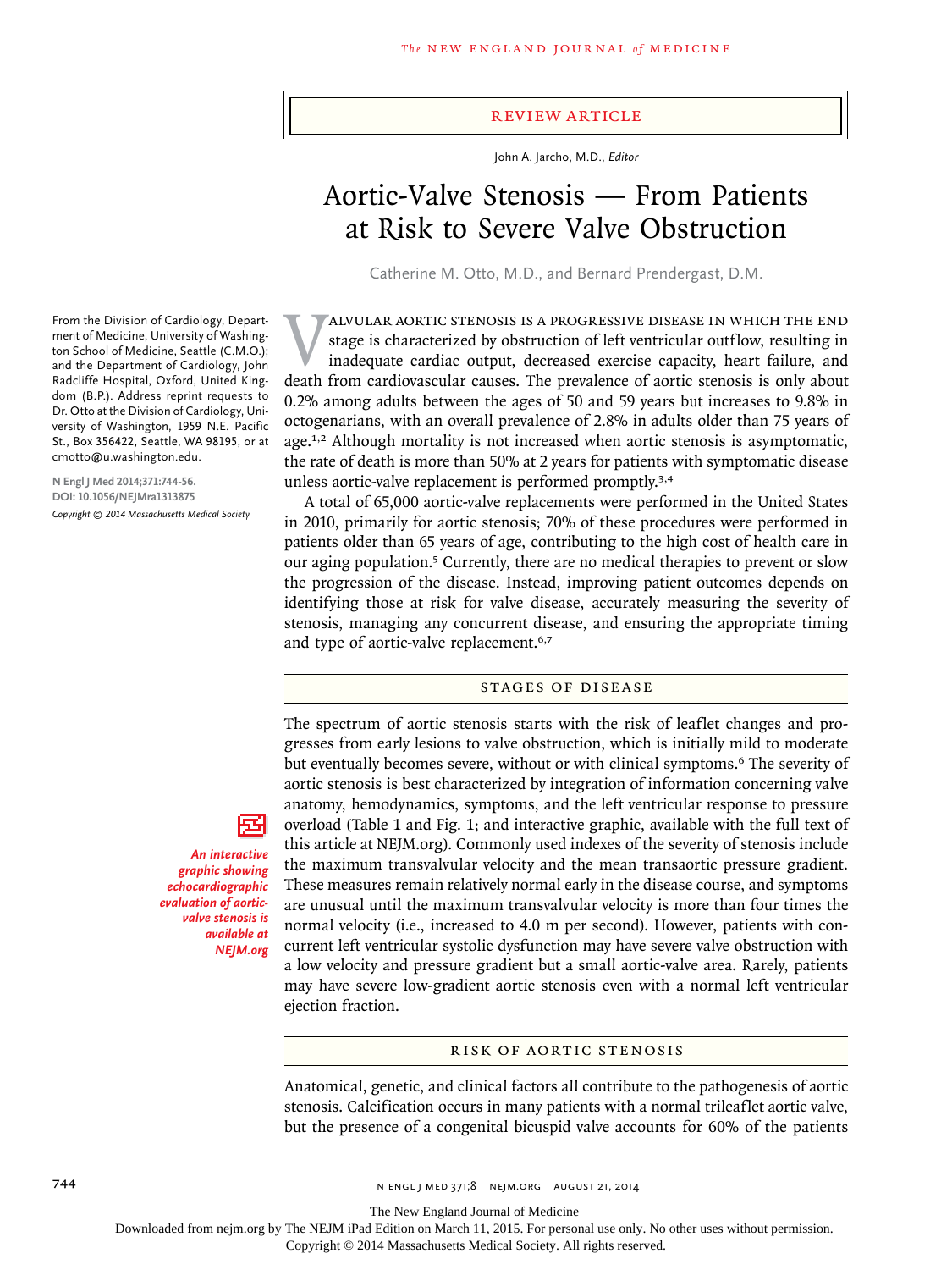REVIEW ARTICLE

John A. Jarcho, M.D., *Editor*

# Aortic-Valve Stenosis — From Patients at Risk to Severe Valve Obstruction

Catherine M. Otto, M.D., and Bernard Prendergast, D.M.

From the Division of Cardiology, Department of Medicine, University of Washington School of Medicine, Seattle (C.M.O.); and the Department of Cardiology, John Radcliffe Hospital, Oxford, United Kingdom (B.P.). Address reprint requests to Dr. Otto at the Division of Cardiology, University of Washington, 1959 N.E. Pacific St., Box 356422, Seattle, WA 98195, or at cmotto@u.washington.edu.

**N Engl J Med 2014;371:744-56.**
**DOI: 10.1056/NEJMra1313875**
*Copyright © 2014 Massachusetts Medical Society*

Valvular aortic stenosis is a progressive disease in which the end stage is characterized by obstruction of left ventricular outflow, resulting in inadequate cardiac output, decreased exercise capacity, heart failure, and death from cardiovascular causes. The prevalence of aortic stenosis is only about 0.2% among adults between the ages of 50 and 59 years but increases to 9.8% in octogenarians, with an overall prevalence of 2.8% in adults older than 75 years of age.[1,2] Although mortality is not increased when aortic stenosis is asymptomatic, the rate of death is more than 50% at 2 years for patients with symptomatic disease unless aortic-valve replacement is performed promptly.[3,4]

A total of 65,000 aortic-valve replacements were performed in the United States in 2010, primarily for aortic stenosis; 70% of these procedures were performed in patients older than 65 years of age, contributing to the high cost of health care in our aging population.[5] Currently, there are no medical therapies to prevent or slow the progression of the disease. Instead, improving patient outcomes depends on identifying those at risk for valve disease, accurately measuring the severity of stenosis, managing any concurrent disease, and ensuring the appropriate timing and type of aortic-valve replacement.[6,7]

## STAGES OF DISEASE

*An interactive graphic showing echocardiographic evaluation of aortic-valve stenosis is available at NEJM.org*

The spectrum of aortic stenosis starts with the risk of leaflet changes and progresses from early lesions to valve obstruction, which is initially mild to moderate but eventually becomes severe, without or with clinical symptoms.[6] The severity of aortic stenosis is best characterized by integration of information concerning valve anatomy, hemodynamics, symptoms, and the left ventricular response to pressure overload (Table 1 and Fig. 1; and interactive graphic, available with the full text of this article at NEJM.org). Commonly used indexes of the severity of stenosis include the maximum transvalvular velocity and the mean transaortic pressure gradient. These measures remain relatively normal early in the disease course, and symptoms are unusual until the maximum transvalvular velocity is more than four times the normal velocity (i.e., increased to 4.0 m per second). However, patients with concurrent left ventricular systolic dysfunction may have severe valve obstruction with a low velocity and pressure gradient but a small aortic-valve area. Rarely, patients may have severe low-gradient aortic stenosis even with a normal left ventricular ejection fraction.

## RISK OF AORTIC STENOSIS

Anatomical, genetic, and clinical factors all contribute to the pathogenesis of aortic stenosis. Calcification occurs in many patients with a normal trileaflet aortic valve, but the presence of a congenital bicuspid valve accounts for 60% of the patients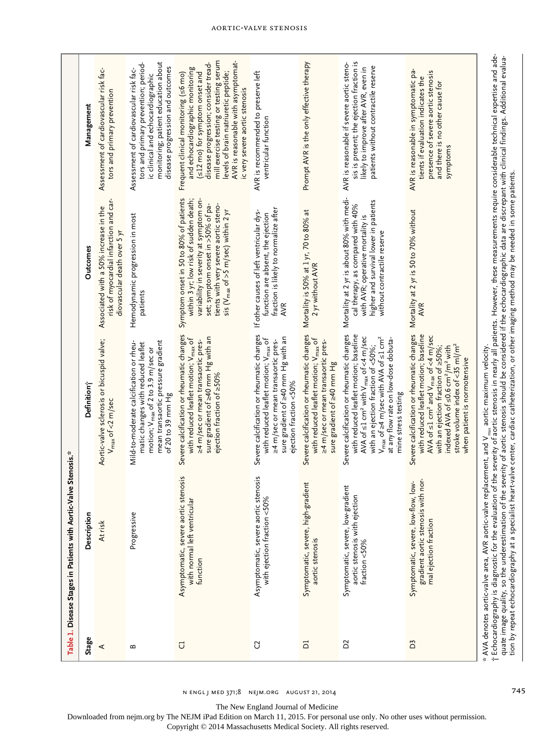**Table 1. Disease Stages in Patients with Aortic-Valve Stenosis.***

| Stage | Description | Definition† | Outcomes | Management |
|---|---|---|---|---|
| A | At risk | Aortic-valve sclerosis or bicuspid valve; $V_{max}$ of <2 m/sec | Associated with a 50% increase in the risk of myocardial infarction and cardiovascular death over 5 yr | Assessment of cardiovascular risk factors and primary prevention |
| B | Progressive | Mild-to-moderate calcification or rheumatic changes with reduced leaflet motion; $V_{max}$ of 2 to 3.9 m/sec or mean transaortic pressure gradient of 20 to 39 mm Hg | Hemodynamic progression in most patients | Assessment of cardiovascular risk factors and primary prevention; periodic clinical and echocardiographic monitoring; patient education about disease progression and outcomes |
| C1 | Asymptomatic, severe aortic stenosis with normal left ventricular function | Severe calcification or rheumatic changes with reduced leaflet motion; $V_{max}$ of ≥4 m/sec or mean transaortic pressure gradient of ≥40 mm Hg with an ejection fraction of ≥50% | Symptom onset in 50 to 80% of patients within 3 yr; low risk of sudden death; variability in severity at symptom onset; symptom onset in >50% of patients with very severe aortic stenosis ($V_{max}$ of >5 m/sec) within 2 yr | Frequent clinical monitoring (≤6 mo) and echocardiographic monitoring (≤12 mo) for symptom onset and disease progression; consider treadmill exercise testing or testing serum levels of brain natriuretic peptide; AVR is reasonable with asymptomatic very severe aortic stenosis |
| C2 | Asymptomatic, severe aortic stenosis with ejection fraction <50% | Severe calcification or rheumatic changes with reduced leaflet motion; $V_{max}$ of ≥4 m/sec or mean transaortic pressure gradient of ≥40 mm Hg with an ejection fraction <50% | If other causes of left ventricular dysfunction are absent, the ejection fraction is likely to normalize after AVR | AVR is recommended to preserve left ventricular function |
| D1 | Symptomatic, severe, high-gradient aortic stenosis | Severe calcification or rheumatic changes with reduced leaflet motion; $V_{max}$ of ≥4 m/sec or mean transaortic pressure gradient of ≥40 mm Hg | Mortality is 50% at 1 yr, 70 to 80% at 2 yr without AVR | Prompt AVR is the only effective therapy |
| D2 | Symptomatic, severe, low-gradient aortic stenosis with ejection fraction <50% | Severe calcification or rheumatic changes with reduced leaflet motion; baseline AVA of ≤1 cm² with $V_{max}$ of <4 m/sec with an ejection fraction of <50%; $V_{max}$ of ≥4 m/sec with AVA of ≤1 cm² at any flow rate on low-dose dobutamine stress testing | Mortality at 2 yr is about 80% with medical therapy, as compared with 40% with AVR; operative mortality is higher and survival lower in patients without contractile reserve | AVR is reasonable if severe aortic stenosis is present; the ejection fraction is likely to improve after AVR, even in patients without contractile reserve |
| D3 | Symptomatic, severe, low-flow, low-gradient aortic stenosis with normal ejection fraction | Severe calcification or rheumatic changes with reduced leaflet motion; baseline AVA of ≤1 cm² and $V_{max}$ of <4 m/sec with an ejection fraction of ≥50%; indexed AVA of ≤0.6 cm²/m² with stroke volume index of <35 ml/m² when patient is normotensive | Mortality at 2 yr is 50 to 70% without AVR | AVR is reasonable in symptomatic patients if evaluation indicates the presence of severe aortic stenosis and there is no other cause for symptoms |

\* AVA denotes aortic-valve area, AVR aortic-valve replacement, and $V_{max}$ aortic maximum velocity.

† Echocardiography is diagnostic for the evaluation of the severity of aortic stenosis in nearly all patients. However, these measurements require considerable technical expertise and adequate image quality, so the underestimation of the severity of aortic stenosis should be considered if the echocardiographic data are discrepant with clinical findings. Additional evaluation by repeat echocardiography at a specialist heart-valve center, cardiac catheterization, or other imaging method may be needed in some patients.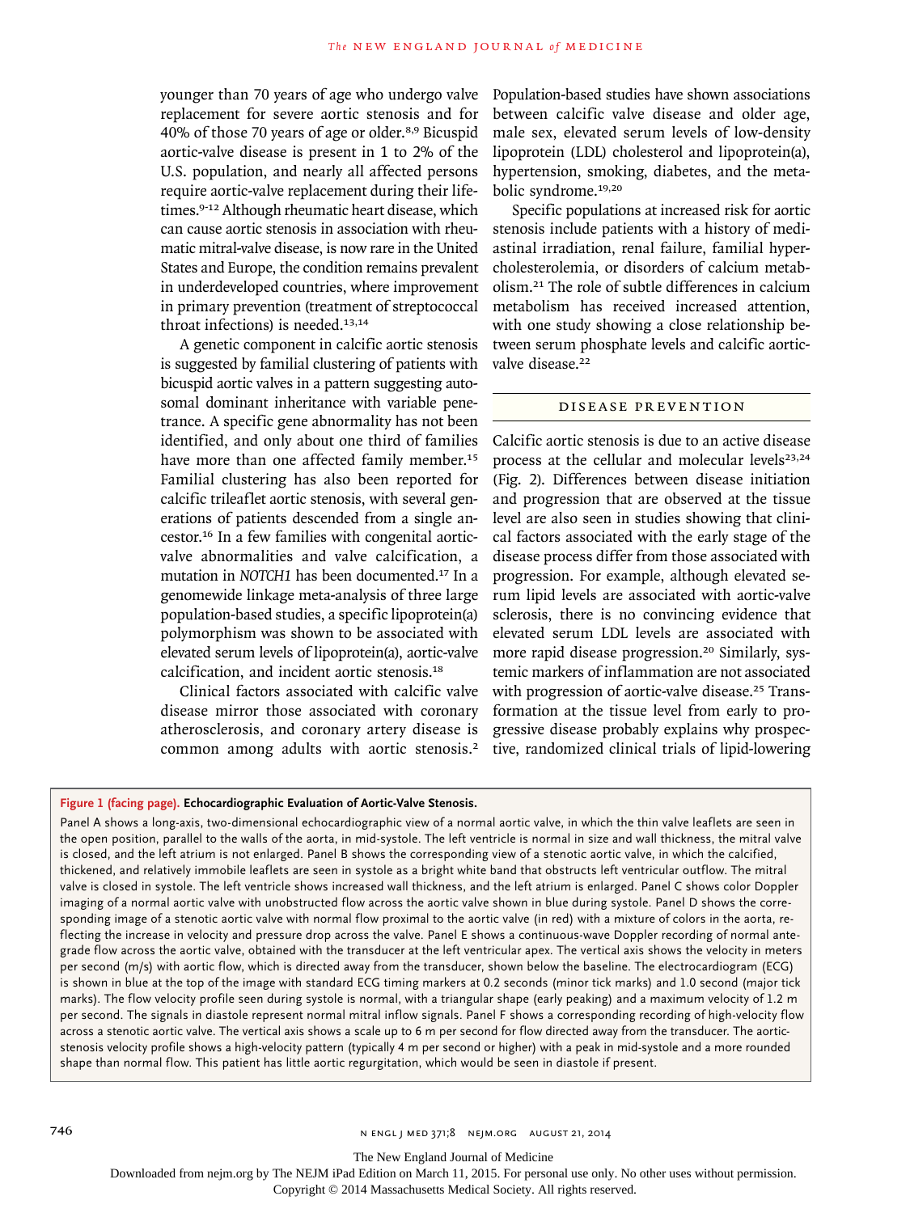younger than 70 years of age who undergo valve replacement for severe aortic stenosis and for 40% of those 70 years of age or older.[8,9] Bicuspid aortic-valve disease is present in 1 to 2% of the U.S. population, and nearly all affected persons require aortic-valve replacement during their lifetimes.[9-12] Although rheumatic heart disease, which can cause aortic stenosis in association with rheumatic mitral-valve disease, is now rare in the United States and Europe, the condition remains prevalent in underdeveloped countries, where improvement in primary prevention (treatment of streptococcal throat infections) is needed.[13,14]

A genetic component in calcific aortic stenosis is suggested by familial clustering of patients with bicuspid aortic valves in a pattern suggesting autosomal dominant inheritance with variable penetrance. A specific gene abnormality has not been identified, and only about one third of families have more than one affected family member.[15] Familial clustering has also been reported for calcific trileaflet aortic stenosis, with several generations of patients descended from a single ancestor.[16] In a few families with congenital aortic-valve abnormalities and valve calcification, a mutation in *NOTCH1* has been documented.[17] In a genomewide linkage meta-analysis of three large population-based studies, a specific lipoprotein(a) polymorphism was shown to be associated with elevated serum levels of lipoprotein(a), aortic-valve calcification, and incident aortic stenosis.[18]

Clinical factors associated with calcific valve disease mirror those associated with coronary atherosclerosis, and coronary artery disease is common among adults with aortic stenosis.[2] Population-based studies have shown associations between calcific valve disease and older age, male sex, elevated serum levels of low-density lipoprotein (LDL) cholesterol and lipoprotein(a), hypertension, smoking, diabetes, and the metabolic syndrome.[19,20]

Specific populations at increased risk for aortic stenosis include patients with a history of mediastinal irradiation, renal failure, familial hypercholesterolemia, or disorders of calcium metabolism.[21] The role of subtle differences in calcium metabolism has received increased attention, with one study showing a close relationship between serum phosphate levels and calcific aortic-valve disease.[22]

## DISEASE PREVENTION

Calcific aortic stenosis is due to an active disease process at the cellular and molecular levels[23,24] (Fig. 2). Differences between disease initiation and progression that are observed at the tissue level are also seen in studies showing that clinical factors associated with the early stage of the disease process differ from those associated with progression. For example, although elevated serum lipid levels are associated with aortic-valve sclerosis, there is no convincing evidence that elevated serum LDL levels are associated with more rapid disease progression.[20] Similarly, systemic markers of inflammation are not associated with progression of aortic-valve disease.[25] Transformation at the tissue level from early to progressive disease probably explains why prospective, randomized clinical trials of lipid-lowering

**Figure 1 (facing page). Echocardiographic Evaluation of Aortic-Valve Stenosis.**

Panel A shows a long-axis, two-dimensional echocardiographic view of a normal aortic valve, in which the thin valve leaflets are seen in the open position, parallel to the walls of the aorta, in mid-systole. The left ventricle is normal in size and wall thickness, the mitral valve is closed, and the left atrium is not enlarged. Panel B shows the corresponding view of a stenotic aortic valve, in which the calcified, thickened, and relatively immobile leaflets are seen in systole as a bright white band that obstructs left ventricular outflow. The mitral valve is closed in systole. The left ventricle shows increased wall thickness, and the left atrium is enlarged. Panel C shows color Doppler imaging of a normal aortic valve with unobstructed flow across the aortic valve shown in blue during systole. Panel D shows the corresponding image of a stenotic aortic valve with normal flow proximal to the aortic valve (in red) with a mixture of colors in the aorta, reflecting the increase in velocity and pressure drop across the valve. Panel E shows a continuous-wave Doppler recording of normal antegrade flow across the aortic valve, obtained with the transducer at the left ventricular apex. The vertical axis shows the velocity in meters per second (m/s) with aortic flow, which is directed away from the transducer, shown below the baseline. The electrocardiogram (ECG) is shown in blue at the top of the image with standard ECG timing markers at 0.2 seconds (minor tick marks) and 1.0 second (major tick marks). The flow velocity profile seen during systole is normal, with a triangular shape (early peaking) and a maximum velocity of 1.2 m per second. The signals in diastole represent normal mitral inflow signals. Panel F shows a corresponding recording of high-velocity flow across a stenotic aortic valve. The vertical axis shows a scale up to 6 m per second for flow directed away from the transducer. The aortic-stenosis velocity profile shows a high-velocity pattern (typically 4 m per second or higher) with a peak in mid-systole and a more rounded shape than normal flow. This patient has little aortic regurgitation, which would be seen in diastole if present.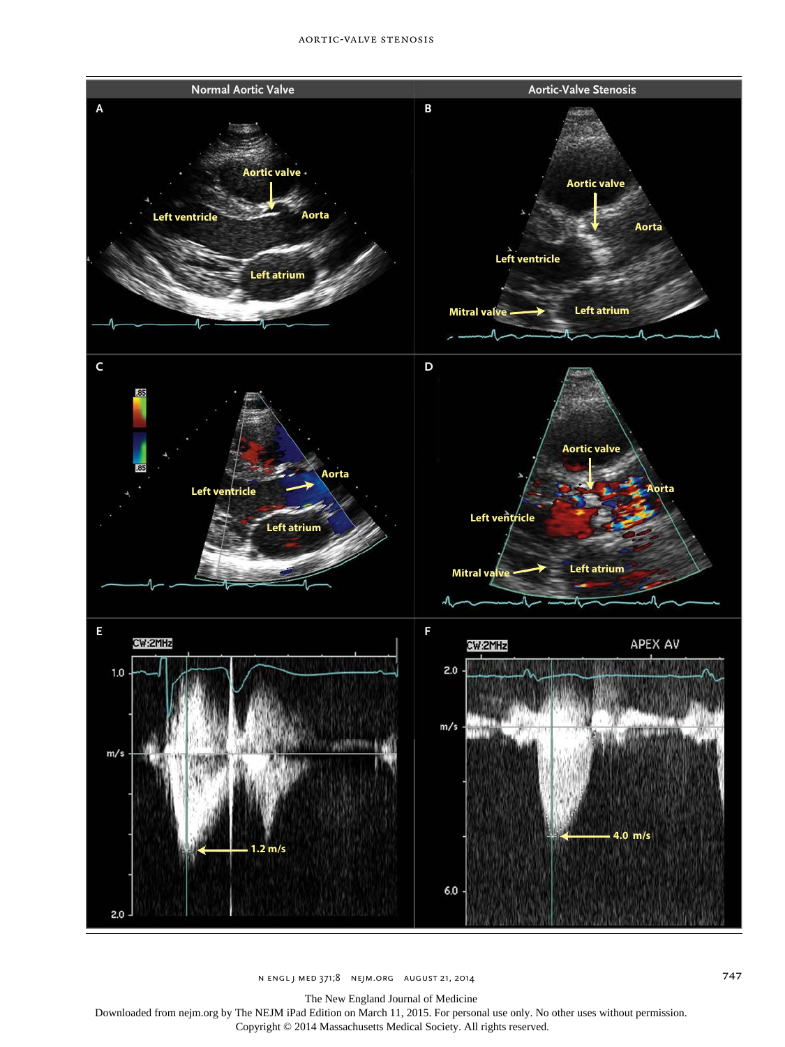| Normal Aortic Valve | Aortic-Valve Stenosis |
| --- | --- |
| A | B |
| C | D |
| E | F |

**A:** Aortic valve, Left ventricle, Aorta, Left atrium

**B:** Aortic valve, Aorta, Left ventricle, Mitral valve, Left atrium

**C:** .85, .85, Left ventricle, Aorta, Left atrium

**D:** Aortic valve, Aorta, Left ventricle, Mitral valve, Left atrium

**E:** CW:2MHz, 1.0, m/s, 2.0, 1.2 m/s

**F:** CW:2MHz, APEX AV, 2.0, m/s, 6.0, 4.0 m/s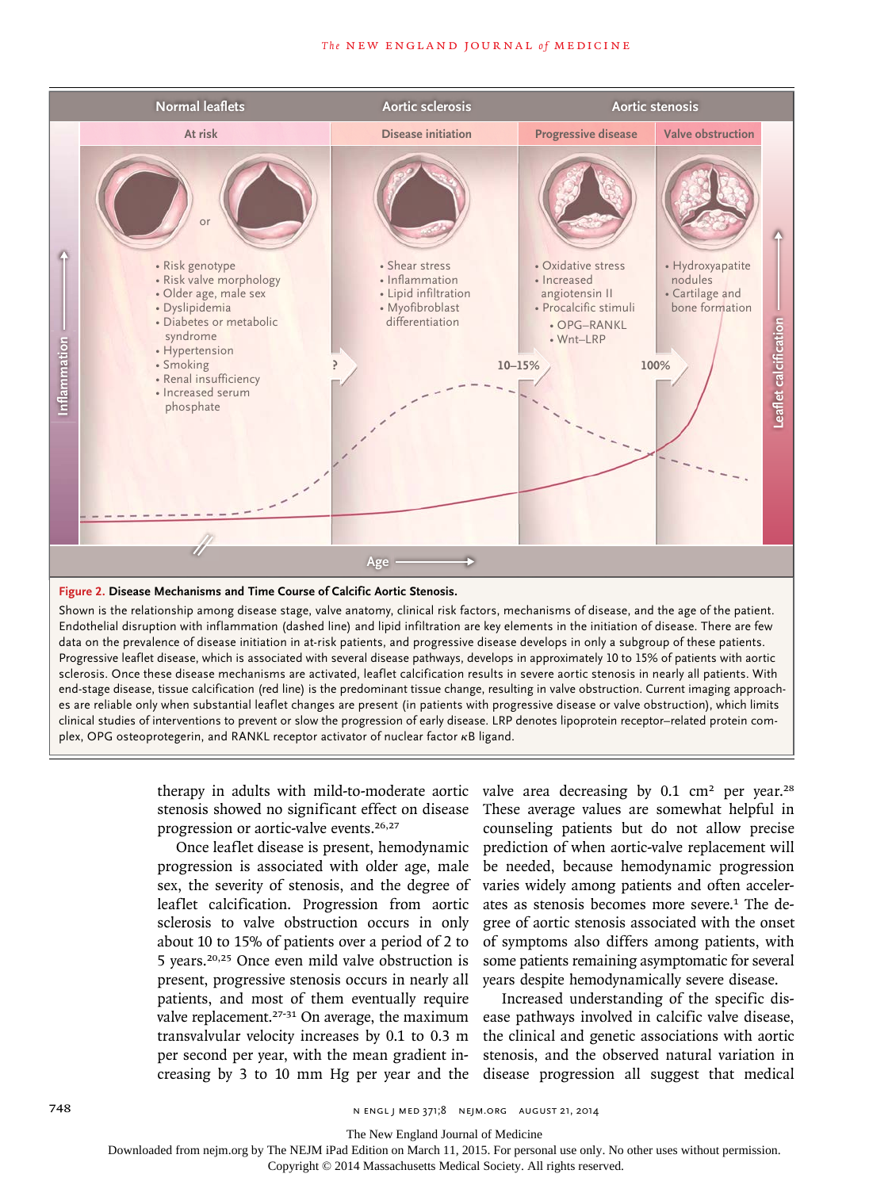**Figure 2. Disease Mechanisms and Time Course of Calcific Aortic Stenosis.**

Shown is the relationship among disease stage, valve anatomy, clinical risk factors, mechanisms of disease, and the age of the patient. Endothelial disruption with inflammation (dashed line) and lipid infiltration are key elements in the initiation of disease. There are few data on the prevalence of disease initiation in at-risk patients, and progressive disease develops in only a subgroup of these patients. Progressive leaflet disease, which is associated with several disease pathways, develops in approximately 10 to 15% of patients with aortic sclerosis. Once these disease mechanisms are activated, leaflet calcification results in severe aortic stenosis in nearly all patients. With end-stage disease, tissue calcification (red line) is the predominant tissue change, resulting in valve obstruction. Current imaging approaches are reliable only when substantial leaflet changes are present (in patients with progressive disease or valve obstruction), which limits clinical studies of interventions to prevent or slow the progression of early disease. LRP denotes lipoprotein receptor–related protein complex, OPG osteoprotegerin, and RANKL receptor activator of nuclear factor κB ligand.

therapy in adults with mild-to-moderate aortic stenosis showed no significant effect on disease progression or aortic-valve events.[26,27]

Once leaflet disease is present, hemodynamic progression is associated with older age, male sex, the severity of stenosis, and the degree of leaflet calcification. Progression from aortic sclerosis to valve obstruction occurs in only about 10 to 15% of patients over a period of 2 to 5 years.[20,25] Once even mild valve obstruction is present, progressive stenosis occurs in nearly all patients, and most of them eventually require valve replacement.[27-31] On average, the maximum transvalvular velocity increases by 0.1 to 0.3 m per second per year, with the mean gradient increasing by 3 to 10 mm Hg per year and the valve area decreasing by 0.1 $cm^2$ per year.[28] These average values are somewhat helpful in counseling patients but do not allow precise prediction of when aortic-valve replacement will be needed, because hemodynamic progression varies widely among patients and often accelerates as stenosis becomes more severe.[1] The degree of aortic stenosis associated with the onset of symptoms also differs among patients, with some patients remaining asymptomatic for several years despite hemodynamically severe disease.

Increased understanding of the specific disease pathways involved in calcific valve disease, the clinical and genetic associations with aortic stenosis, and the observed natural variation in disease progression all suggest that medical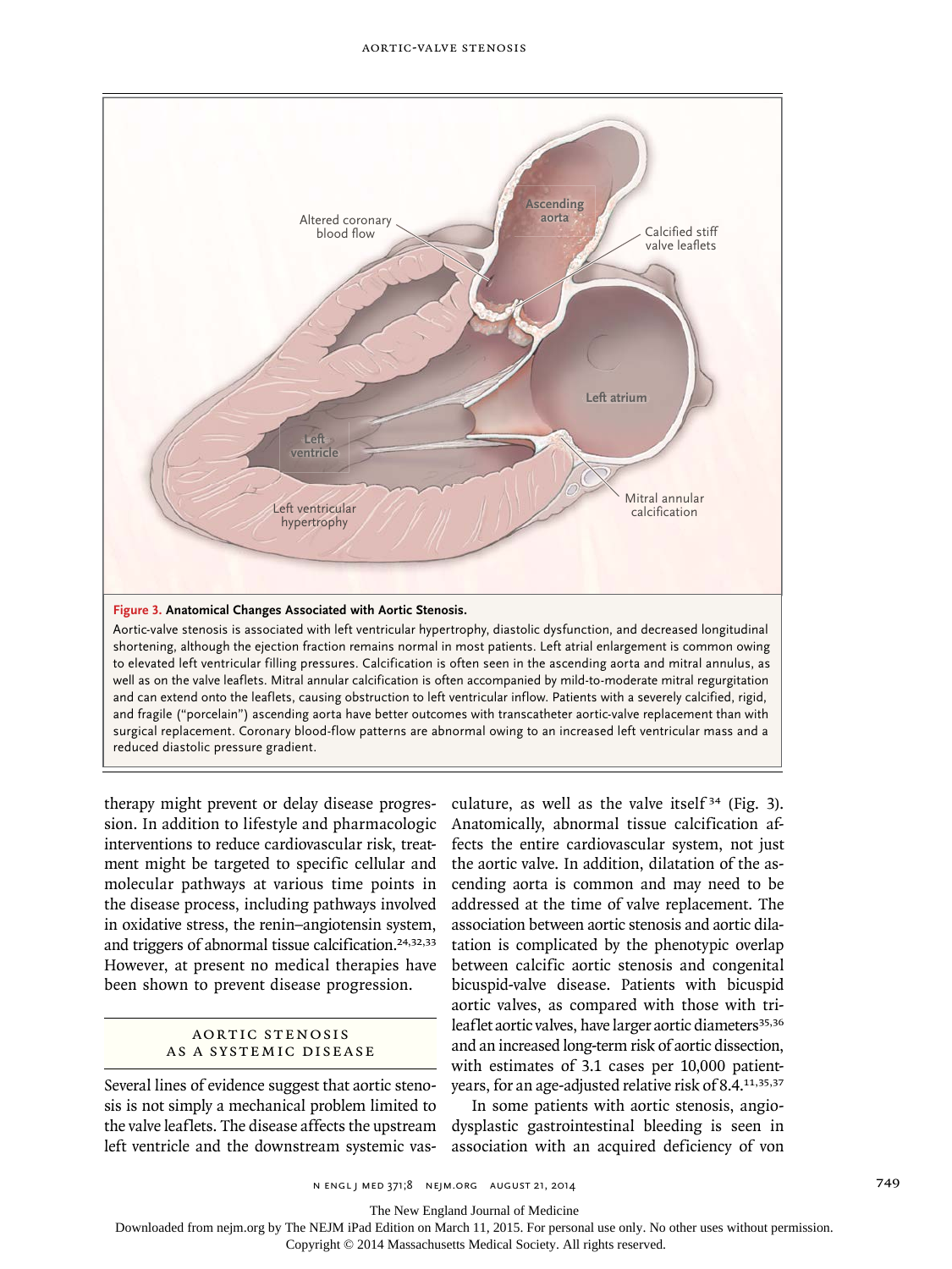**Figure 3. Anatomical Changes Associated with Aortic Stenosis.**

Aortic-valve stenosis is associated with left ventricular hypertrophy, diastolic dysfunction, and decreased longitudinal shortening, although the ejection fraction remains normal in most patients. Left atrial enlargement is common owing to elevated left ventricular filling pressures. Calcification is often seen in the ascending aorta and mitral annulus, as well as on the valve leaflets. Mitral annular calcification is often accompanied by mild-to-moderate mitral regurgitation and can extend onto the leaflets, causing obstruction to left ventricular inflow. Patients with a severely calcified, rigid, and fragile ("porcelain") ascending aorta have better outcomes with transcatheter aortic-valve replacement than with surgical replacement. Coronary blood-flow patterns are abnormal owing to an increased left ventricular mass and a reduced diastolic pressure gradient.

therapy might prevent or delay disease progression. In addition to lifestyle and pharmacologic interventions to reduce cardiovascular risk, treatment might be targeted to specific cellular and molecular pathways at various time points in the disease process, including pathways involved in oxidative stress, the renin–angiotensin system, and triggers of abnormal tissue calcification.[24,32,33] However, at present no medical therapies have been shown to prevent disease progression.

## AORTIC STENOSIS AS A SYSTEMIC DISEASE

Several lines of evidence suggest that aortic stenosis is not simply a mechanical problem limited to the valve leaflets. The disease affects the upstream left ventricle and the downstream systemic vasculature, as well as the valve itself[34] (Fig. 3). Anatomically, abnormal tissue calcification affects the entire cardiovascular system, not just the aortic valve. In addition, dilatation of the ascending aorta is common and may need to be addressed at the time of valve replacement. The association between aortic stenosis and aortic dilatation is complicated by the phenotypic overlap between calcific aortic stenosis and congenital bicuspid-valve disease. Patients with bicuspid aortic valves, as compared with those with trileaflet aortic valves, have larger aortic diameters[35,36] and an increased long-term risk of aortic dissection, with estimates of 3.1 cases per 10,000 patient-years, for an age-adjusted relative risk of 8.4.[11,35,37]

In some patients with aortic stenosis, angiodysplastic gastrointestinal bleeding is seen in association with an acquired deficiency of von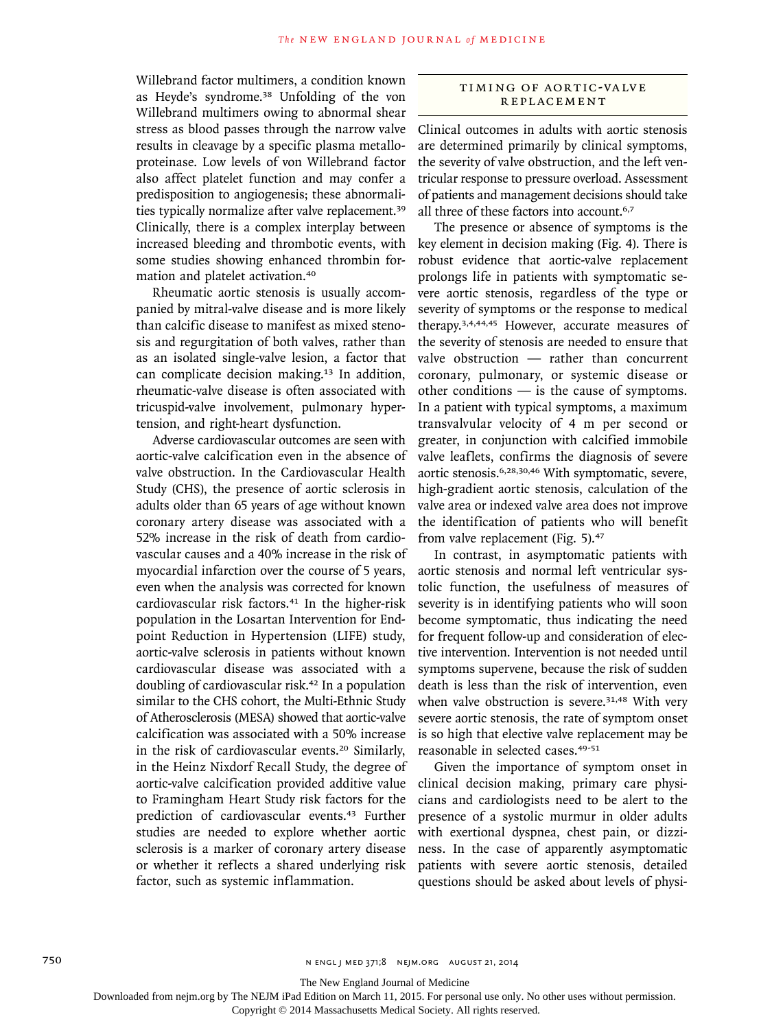Willebrand factor multimers, a condition known as Heyde's syndrome.[38] Unfolding of the von Willebrand multimers owing to abnormal shear stress as blood passes through the narrow valve results in cleavage by a specific plasma metalloproteinase. Low levels of von Willebrand factor also affect platelet function and may confer a predisposition to angiogenesis; these abnormalities typically normalize after valve replacement.[39] Clinically, there is a complex interplay between increased bleeding and thrombotic events, with some studies showing enhanced thrombin formation and platelet activation.[40]

Rheumatic aortic stenosis is usually accompanied by mitral-valve disease and is more likely than calcific disease to manifest as mixed stenosis and regurgitation of both valves, rather than as an isolated single-valve lesion, a factor that can complicate decision making.[13] In addition, rheumatic-valve disease is often associated with tricuspid-valve involvement, pulmonary hypertension, and right-heart dysfunction.

Adverse cardiovascular outcomes are seen with aortic-valve calcification even in the absence of valve obstruction. In the Cardiovascular Health Study (CHS), the presence of aortic sclerosis in adults older than 65 years of age without known coronary artery disease was associated with a 52% increase in the risk of death from cardiovascular causes and a 40% increase in the risk of myocardial infarction over the course of 5 years, even when the analysis was corrected for known cardiovascular risk factors.[41] In the higher-risk population in the Losartan Intervention for Endpoint Reduction in Hypertension (LIFE) study, aortic-valve sclerosis in patients without known cardiovascular disease was associated with a doubling of cardiovascular risk.[42] In a population similar to the CHS cohort, the Multi-Ethnic Study of Atherosclerosis (MESA) showed that aortic-valve calcification was associated with a 50% increase in the risk of cardiovascular events.[20] Similarly, in the Heinz Nixdorf Recall Study, the degree of aortic-valve calcification provided additive value to Framingham Heart Study risk factors for the prediction of cardiovascular events.[43] Further studies are needed to explore whether aortic sclerosis is a marker of coronary artery disease or whether it reflects a shared underlying risk factor, such as systemic inflammation.

## TIMING OF AORTIC-VALVE REPLACEMENT

Clinical outcomes in adults with aortic stenosis are determined primarily by clinical symptoms, the severity of valve obstruction, and the left ventricular response to pressure overload. Assessment of patients and management decisions should take all three of these factors into account.[6,7]

The presence or absence of symptoms is the key element in decision making (Fig. 4). There is robust evidence that aortic-valve replacement prolongs life in patients with symptomatic severe aortic stenosis, regardless of the type or severity of symptoms or the response to medical therapy.[3,4,44,45] However, accurate measures of the severity of stenosis are needed to ensure that valve obstruction — rather than concurrent coronary, pulmonary, or systemic disease or other conditions — is the cause of symptoms. In a patient with typical symptoms, a maximum transvalvular velocity of 4 m per second or greater, in conjunction with calcified immobile valve leaflets, confirms the diagnosis of severe aortic stenosis.[6,28,30,46] With symptomatic, severe, high-gradient aortic stenosis, calculation of the valve area or indexed valve area does not improve the identification of patients who will benefit from valve replacement (Fig. 5).[47]

In contrast, in asymptomatic patients with aortic stenosis and normal left ventricular systolic function, the usefulness of measures of severity is in identifying patients who will soon become symptomatic, thus indicating the need for frequent follow-up and consideration of elective intervention. Intervention is not needed until symptoms supervene, because the risk of sudden death is less than the risk of intervention, even when valve obstruction is severe.[31,48] With very severe aortic stenosis, the rate of symptom onset is so high that elective valve replacement may be reasonable in selected cases.[49-51]

Given the importance of symptom onset in clinical decision making, primary care physicians and cardiologists need to be alert to the presence of a systolic murmur in older adults with exertional dyspnea, chest pain, or dizziness. In the case of apparently asymptomatic patients with severe aortic stenosis, detailed questions should be asked about levels of physi-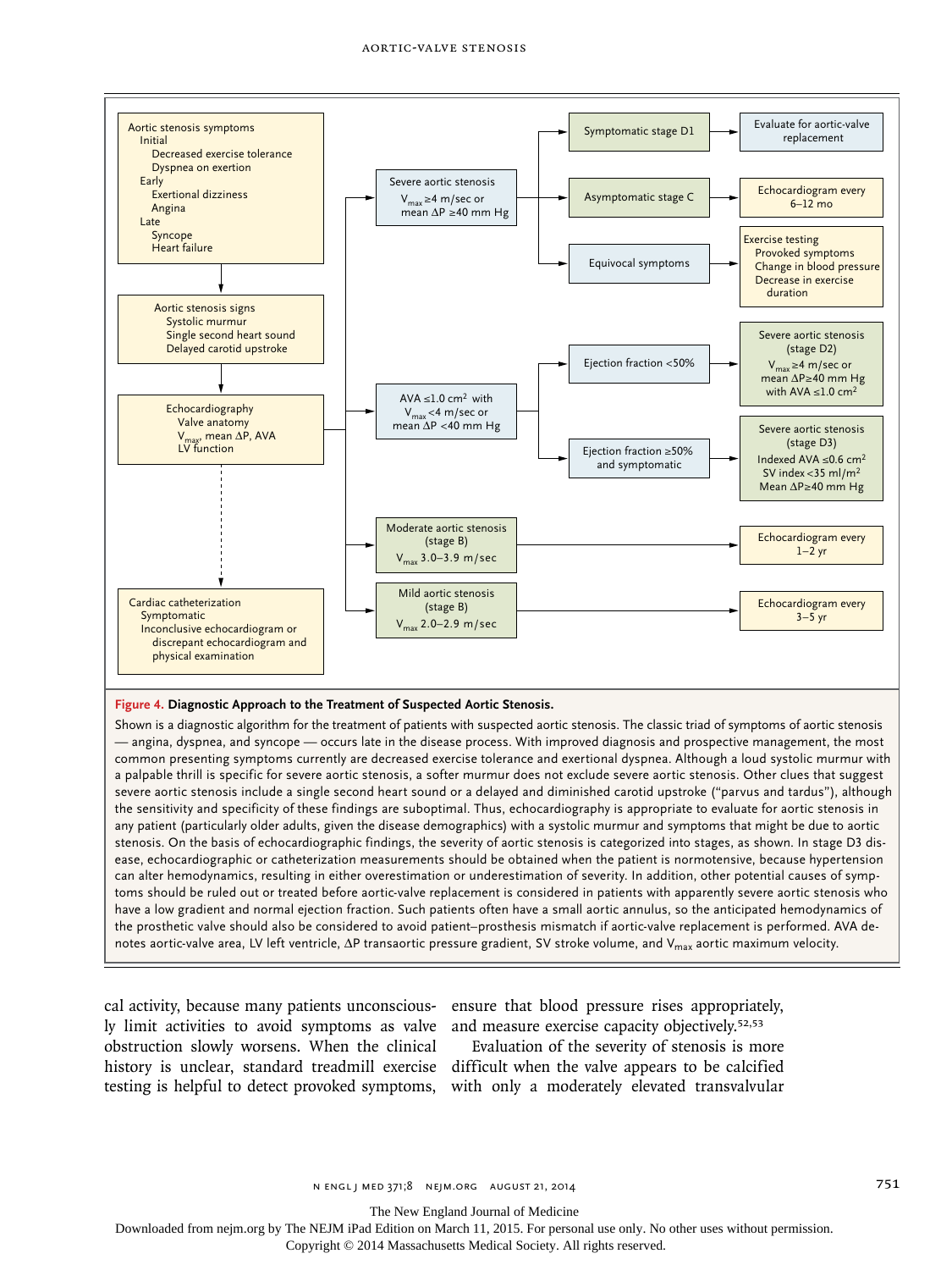Aortic stenosis symptoms
- Initial
  - Decreased exercise tolerance
  - Dyspnea on exertion
- Early
  - Exertional dizziness
  - Angina
- Late
  - Syncope
  - Heart failure

Aortic stenosis signs
- Systolic murmur
- Single second heart sound
- Delayed carotid upstroke

Echocardiography
- Valve anatomy
- $V_{max}$, mean ΔP, AVA
- LV function

Cardiac catheterization
- Symptomatic
- Inconclusive echocardiogram or discrepant echocardiogram and physical examination

Severe aortic stenosis: $V_{max}$ ≥4 m/sec or mean ΔP ≥40 mm Hg
- Symptomatic stage D1 → Evaluate for aortic-valve replacement
- Asymptomatic stage C → Echocardiogram every 6–12 mo
- Equivocal symptoms → Exercise testing: Provoked symptoms; Change in blood pressure; Decrease in exercise duration

AVA ≤1.0 cm² with $V_{max}$ <4 m/sec or mean ΔP <40 mm Hg
- Ejection fraction <50% → Severe aortic stenosis (stage D2): $V_{max}$ ≥4 m/sec or mean ΔP≥40 mm Hg with AVA ≤1.0 cm²
- Ejection fraction ≥50% and symptomatic → Severe aortic stenosis (stage D3): Indexed AVA ≤0.6 cm²; SV index <35 ml/m²; Mean ΔP≥40 mm Hg

Moderate aortic stenosis (stage B): $V_{max}$ 3.0–3.9 m/sec → Echocardiogram every 1–2 yr

Mild aortic stenosis (stage B): $V_{max}$ 2.0–2.9 m/sec → Echocardiogram every 3–5 yr

**Figure 4. Diagnostic Approach to the Treatment of Suspected Aortic Stenosis.**

Shown is a diagnostic algorithm for the treatment of patients with suspected aortic stenosis. The classic triad of symptoms of aortic stenosis — angina, dyspnea, and syncope — occurs late in the disease process. With improved diagnosis and prospective management, the most common presenting symptoms currently are decreased exercise tolerance and exertional dyspnea. Although a loud systolic murmur with a palpable thrill is specific for severe aortic stenosis, a softer murmur does not exclude severe aortic stenosis. Other clues that suggest severe aortic stenosis include a single second heart sound or a delayed and diminished carotid upstroke ("parvus and tardus"), although the sensitivity and specificity of these findings are suboptimal. Thus, echocardiography is appropriate to evaluate for aortic stenosis in any patient (particularly older adults, given the disease demographics) with a systolic murmur and symptoms that might be due to aortic stenosis. On the basis of echocardiographic findings, the severity of aortic stenosis is categorized into stages, as shown. In stage D3 disease, echocardiographic or catheterization measurements should be obtained when the patient is normotensive, because hypertension can alter hemodynamics, resulting in either overestimation or underestimation of severity. In addition, other potential causes of symptoms should be ruled out or treated before aortic-valve replacement is considered in patients with apparently severe aortic stenosis who have a low gradient and normal ejection fraction. Such patients often have a small aortic annulus, so the anticipated hemodynamics of the prosthetic valve should also be considered to avoid patient–prosthesis mismatch if aortic-valve replacement is performed. AVA denotes aortic-valve area, LV left ventricle, ΔP transaortic pressure gradient, SV stroke volume, and $V_{max}$ aortic maximum velocity.

cal activity, because many patients unconsciously limit activities to avoid symptoms as valve obstruction slowly worsens. When the clinical history is unclear, standard treadmill exercise testing is helpful to detect provoked symptoms, ensure that blood pressure rises appropriately, and measure exercise capacity objectively.[52,53]

Evaluation of the severity of stenosis is more difficult when the valve appears to be calcified with only a moderately elevated transvalvular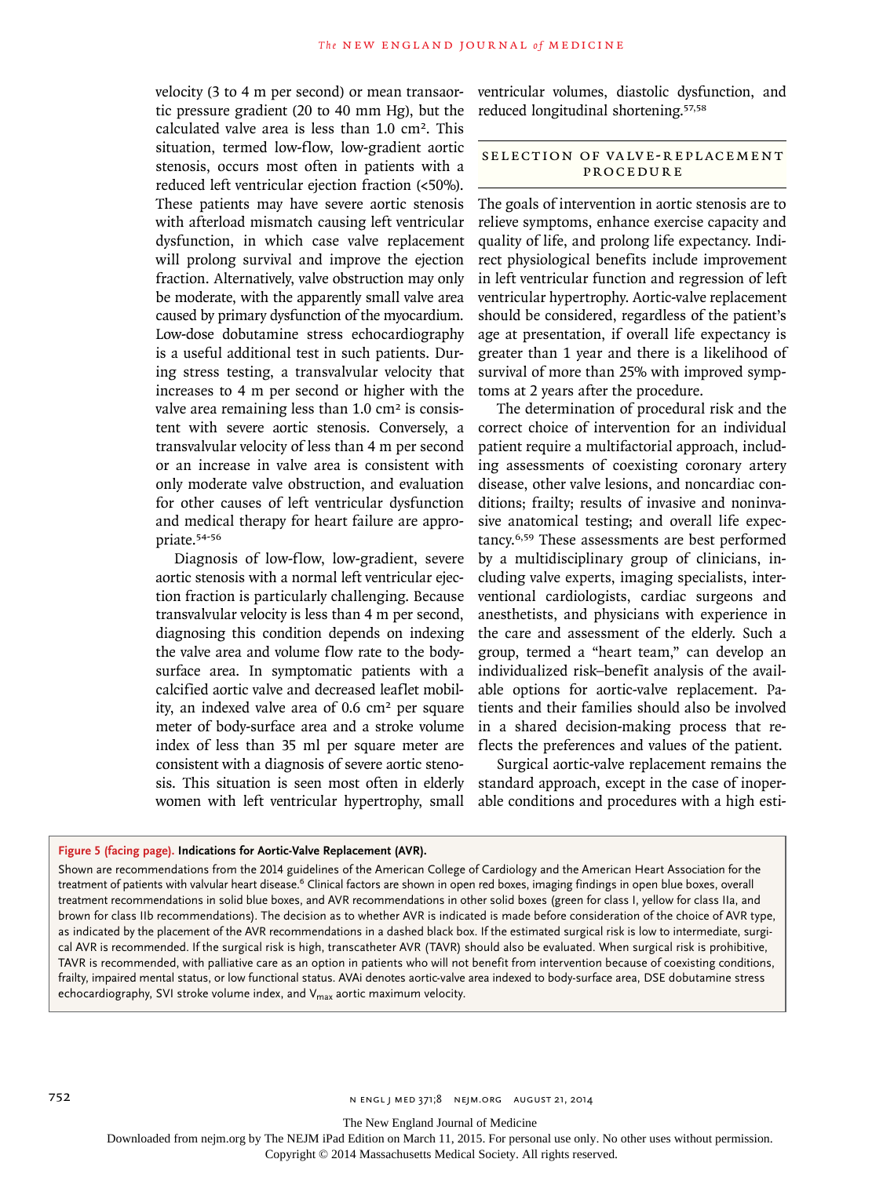velocity (3 to 4 m per second) or mean transaortic pressure gradient (20 to 40 mm Hg), but the calculated valve area is less than 1.0 $cm^2$. This situation, termed low-flow, low-gradient aortic stenosis, occurs most often in patients with a reduced left ventricular ejection fraction (<50%). These patients may have severe aortic stenosis with afterload mismatch causing left ventricular dysfunction, in which case valve replacement will prolong survival and improve the ejection fraction. Alternatively, valve obstruction may only be moderate, with the apparently small valve area caused by primary dysfunction of the myocardium. Low-dose dobutamine stress echocardiography is a useful additional test in such patients. During stress testing, a transvalvular velocity that increases to 4 m per second or higher with the valve area remaining less than 1.0 $cm^2$ is consistent with severe aortic stenosis. Conversely, a transvalvular velocity of less than 4 m per second or an increase in valve area is consistent with only moderate valve obstruction, and evaluation for other causes of left ventricular dysfunction and medical therapy for heart failure are appropriate.[54-56]

Diagnosis of low-flow, low-gradient, severe aortic stenosis with a normal left ventricular ejection fraction is particularly challenging. Because transvalvular velocity is less than 4 m per second, diagnosing this condition depends on indexing the valve area and volume flow rate to the body-surface area. In symptomatic patients with a calcified aortic valve and decreased leaflet mobility, an indexed valve area of 0.6 $cm^2$ per square meter of body-surface area and a stroke volume index of less than 35 ml per square meter are consistent with a diagnosis of severe aortic stenosis. This situation is seen most often in elderly women with left ventricular hypertrophy, small ventricular volumes, diastolic dysfunction, and reduced longitudinal shortening.[57,58]

## SELECTION OF VALVE-REPLACEMENT PROCEDURE

The goals of intervention in aortic stenosis are to relieve symptoms, enhance exercise capacity and quality of life, and prolong life expectancy. Indirect physiological benefits include improvement in left ventricular function and regression of left ventricular hypertrophy. Aortic-valve replacement should be considered, regardless of the patient's age at presentation, if overall life expectancy is greater than 1 year and there is a likelihood of survival of more than 25% with improved symptoms at 2 years after the procedure.

The determination of procedural risk and the correct choice of intervention for an individual patient require a multifactorial approach, including assessments of coexisting coronary artery disease, other valve lesions, and noncardiac conditions; frailty; results of invasive and noninvasive anatomical testing; and overall life expectancy.[6,59] These assessments are best performed by a multidisciplinary group of clinicians, including valve experts, imaging specialists, interventional cardiologists, cardiac surgeons and anesthetists, and physicians with experience in the care and assessment of the elderly. Such a group, termed a "heart team," can develop an individualized risk–benefit analysis of the available options for aortic-valve replacement. Patients and their families should also be involved in a shared decision-making process that reflects the preferences and values of the patient.

Surgical aortic-valve replacement remains the standard approach, except in the case of inoperable conditions and procedures with a high esti-

**Figure 5 (facing page). Indications for Aortic-Valve Replacement (AVR).**

Shown are recommendations from the 2014 guidelines of the American College of Cardiology and the American Heart Association for the treatment of patients with valvular heart disease.[6] Clinical factors are shown in open red boxes, imaging findings in open blue boxes, overall treatment recommendations in solid blue boxes, and AVR recommendations in other solid boxes (green for class I, yellow for class IIa, and brown for class IIb recommendations). The decision as to whether AVR is indicated is made before consideration of the choice of AVR type, as indicated by the placement of the AVR recommendations in a dashed black box. If the estimated surgical risk is low to intermediate, surgical AVR is recommended. If the surgical risk is high, transcatheter AVR (TAVR) should also be evaluated. When surgical risk is prohibitive, TAVR is recommended, with palliative care as an option in patients who will not benefit from intervention because of coexisting conditions, frailty, impaired mental status, or low functional status. AVAi denotes aortic-valve area indexed to body-surface area, DSE dobutamine stress echocardiography, SVI stroke volume index, and $V_{max}$ aortic maximum velocity.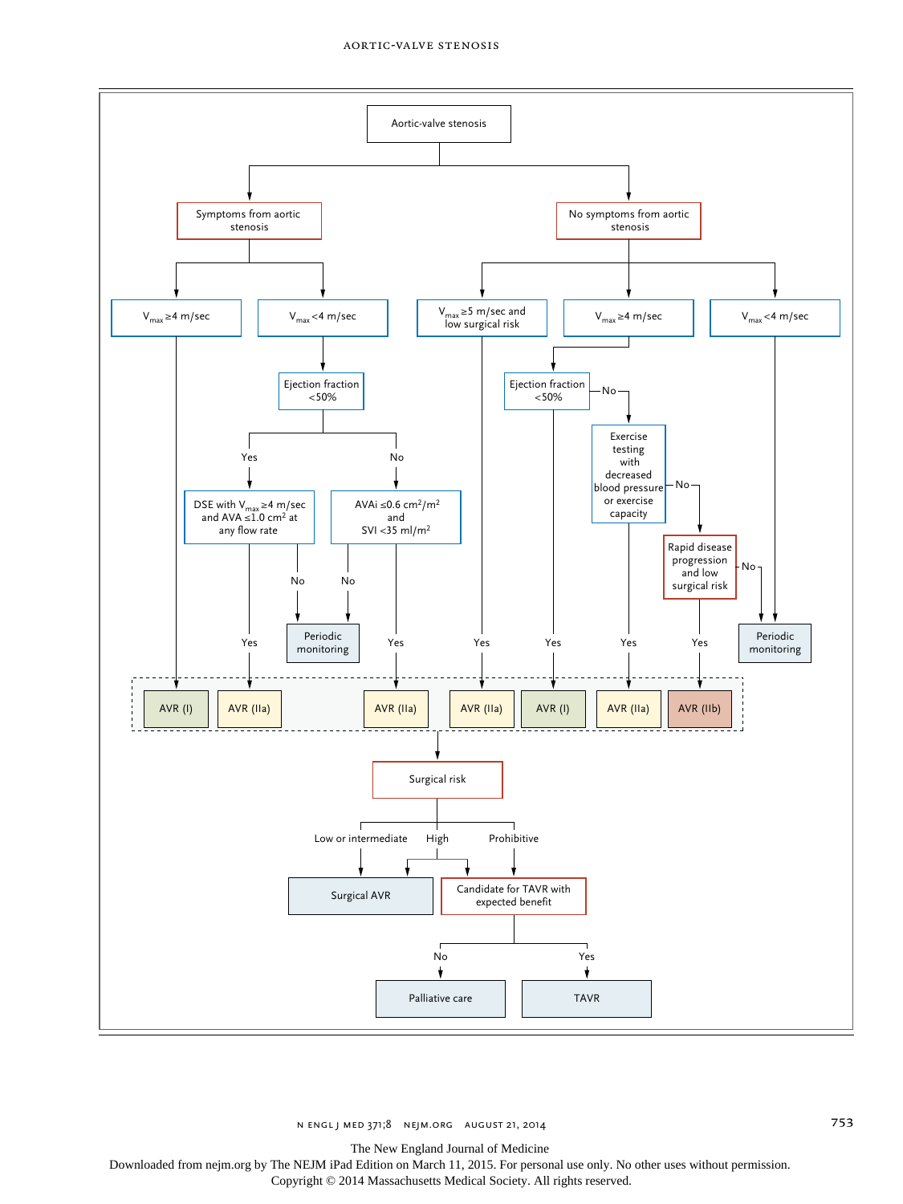- Aortic-valve stenosis
  - Symptoms from aortic stenosis
    - $V_{max}$ ≥4 m/sec → AVR (I)
    - $V_{max}$ <4 m/sec
      - Ejection fraction <50%
        - Yes → DSE with $V_{max}$ ≥4 m/sec and AVA ≤1.0 cm² at any flow rate
          - Yes → AVR (IIa)
          - No → Periodic monitoring
        - No → AVAi ≤0.6 cm²/m² and SVI <35 ml/m²
          - Yes → AVR (IIa)
          - No → Periodic monitoring
  - No symptoms from aortic stenosis
    - $V_{max}$ ≥5 m/sec and low surgical risk
      - Yes → AVR (IIa)
    - $V_{max}$ ≥4 m/sec
      - Ejection fraction <50%
        - Yes → AVR (I)
        - No → Exercise testing with decreased blood pressure or exercise capacity
          - Yes → AVR (IIa)
          - No → Rapid disease progression and low surgical risk
            - Yes → AVR (IIb)
            - No → Periodic monitoring
    - $V_{max}$ <4 m/sec → Periodic monitoring

AVR (I), AVR (IIa), AVR (IIb) → Surgical risk
- Low or intermediate → Surgical AVR
- High → Surgical AVR or Candidate for TAVR with expected benefit
- Prohibitive → Candidate for TAVR with expected benefit
  - No → Palliative care
  - Yes → TAVR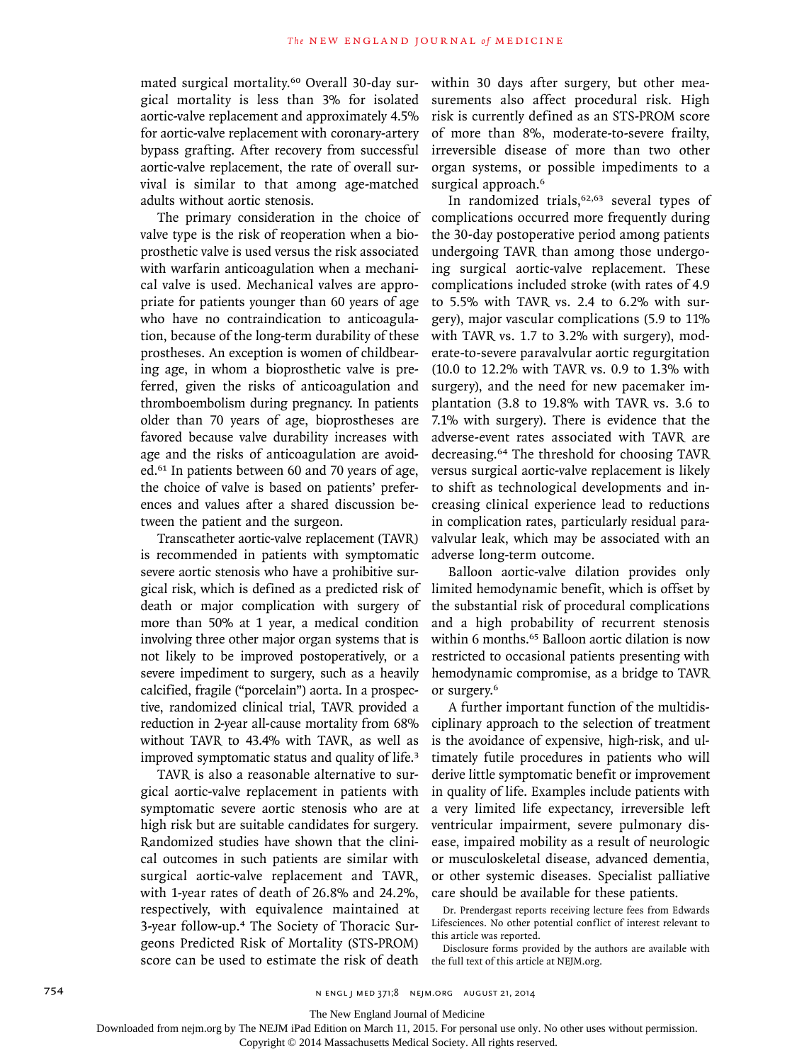mated surgical mortality.[60] Overall 30-day surgical mortality is less than 3% for isolated aortic-valve replacement and approximately 4.5% for aortic-valve replacement with coronary-artery bypass grafting. After recovery from successful aortic-valve replacement, the rate of overall survival is similar to that among age-matched adults without aortic stenosis.

The primary consideration in the choice of valve type is the risk of reoperation when a bioprosthetic valve is used versus the risk associated with warfarin anticoagulation when a mechanical valve is used. Mechanical valves are appropriate for patients younger than 60 years of age who have no contraindication to anticoagulation, because of the long-term durability of these prostheses. An exception is women of childbearing age, in whom a bioprosthetic valve is preferred, given the risks of anticoagulation and thromboembolism during pregnancy. In patients older than 70 years of age, bioprostheses are favored because valve durability increases with age and the risks of anticoagulation are avoided.[61] In patients between 60 and 70 years of age, the choice of valve is based on patients' preferences and values after a shared discussion between the patient and the surgeon.

Transcatheter aortic-valve replacement (TAVR) is recommended in patients with symptomatic severe aortic stenosis who have a prohibitive surgical risk, which is defined as a predicted risk of death or major complication with surgery of more than 50% at 1 year, a medical condition involving three other major organ systems that is not likely to be improved postoperatively, or a severe impediment to surgery, such as a heavily calcified, fragile ("porcelain") aorta. In a prospective, randomized clinical trial, TAVR provided a reduction in 2-year all-cause mortality from 68% without TAVR to 43.4% with TAVR, as well as improved symptomatic status and quality of life.[3]

TAVR is also a reasonable alternative to surgical aortic-valve replacement in patients with symptomatic severe aortic stenosis who are at high risk but are suitable candidates for surgery. Randomized studies have shown that the clinical outcomes in such patients are similar with surgical aortic-valve replacement and TAVR, with 1-year rates of death of 26.8% and 24.2%, respectively, with equivalence maintained at 3-year follow-up.[4] The Society of Thoracic Surgeons Predicted Risk of Mortality (STS-PROM) score can be used to estimate the risk of death within 30 days after surgery, but other measurements also affect procedural risk. High risk is currently defined as an STS-PROM score of more than 8%, moderate-to-severe frailty, irreversible disease of more than two other organ systems, or possible impediments to a surgical approach.[6]

In randomized trials,[62,63] several types of complications occurred more frequently during the 30-day postoperative period among patients undergoing TAVR than among those undergoing surgical aortic-valve replacement. These complications included stroke (with rates of 4.9 to 5.5% with TAVR vs. 2.4 to 6.2% with surgery), major vascular complications (5.9 to 11% with TAVR vs. 1.7 to 3.2% with surgery), moderate-to-severe paravalvular aortic regurgitation (10.0 to 12.2% with TAVR vs. 0.9 to 1.3% with surgery), and the need for new pacemaker implantation (3.8 to 19.8% with TAVR vs. 3.6 to 7.1% with surgery). There is evidence that the adverse-event rates associated with TAVR are decreasing.[64] The threshold for choosing TAVR versus surgical aortic-valve replacement is likely to shift as technological developments and increasing clinical experience lead to reductions in complication rates, particularly residual paravalvular leak, which may be associated with an adverse long-term outcome.

Balloon aortic-valve dilation provides only limited hemodynamic benefit, which is offset by the substantial risk of procedural complications and a high probability of recurrent stenosis within 6 months.[65] Balloon aortic dilation is now restricted to occasional patients presenting with hemodynamic compromise, as a bridge to TAVR or surgery.[6]

A further important function of the multidisciplinary approach to the selection of treatment is the avoidance of expensive, high-risk, and ultimately futile procedures in patients who will derive little symptomatic benefit or improvement in quality of life. Examples include patients with a very limited life expectancy, irreversible left ventricular impairment, severe pulmonary disease, impaired mobility as a result of neurologic or musculoskeletal disease, advanced dementia, or other systemic diseases. Specialist palliative care should be available for these patients.

Dr. Prendergast reports receiving lecture fees from Edwards Lifesciences. No other potential conflict of interest relevant to this article was reported.

Disclosure forms provided by the authors are available with the full text of this article at NEJM.org.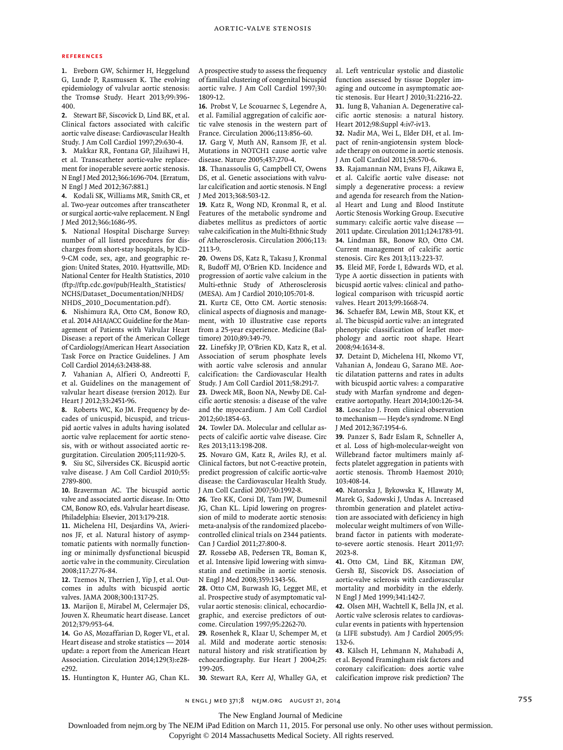## REFERENCES

1. Eveborn GW, Schirmer H, Heggelund G, Lunde P, Rasmussen K. The evolving epidemiology of valvular aortic stenosis: the Tromsø Study. Heart 2013;99:396-400.

2. Stewart BF, Siscovick D, Lind BK, et al. Clinical factors associated with calcific aortic valve disease: Cardiovascular Health Study. J Am Coll Cardiol 1997;29:630-4.

3. Makkar RR, Fontana GP, Jilaihawi H, et al. Transcatheter aortic-valve replacement for inoperable severe aortic stenosis. N Engl J Med 2012;366:1696-704. [Erratum, N Engl J Med 2012;367:881.]

4. Kodali SK, Williams MR, Smith CR, et al. Two-year outcomes after transcatheter or surgical aortic-valve replacement. N Engl J Med 2012;366:1686-95.

5. National Hospital Discharge Survey: number of all listed procedures for discharges from short-stay hospitals, by ICD-9-CM code, sex, age, and geographic region: United States, 2010. Hyattsville, MD: National Center for Health Statistics, 2010 (ftp://ftp.cdc.gov/pub/Health_Statistics/NCHS/Dataset_Documentation/NHDS/NHDS_2010_Documentation.pdf).

6. Nishimura RA, Otto CM, Bonow RO, et al. 2014 AHA/ACC Guideline for the Management of Patients with Valvular Heart Disease: a report of the American College of Cardiology/American Heart Association Task Force on Practice Guidelines. J Am Coll Cardiol 2014;63:2438-88.

7. Vahanian A, Alfieri O, Andreotti F, et al. Guidelines on the management of valvular heart disease (version 2012). Eur Heart J 2012;33:2451-96.

8. Roberts WC, Ko JM. Frequency by decades of unicuspid, bicuspid, and tricuspid aortic valves in adults having isolated aortic valve replacement for aortic stenosis, with or without associated aortic regurgitation. Circulation 2005;111:920-5.

9. Siu SC, Silversides CK. Bicuspid aortic valve disease. J Am Coll Cardiol 2010;55:2789-800.

10. Braverman AC. The bicuspid aortic valve and associated aortic disease. In: Otto CM, Bonow RO, eds. Valvular heart disease. Philadelphia: Elsevier, 2013:179-218.

11. Michelena HI, Desjardins VA, Avierinos JF, et al. Natural history of asymptomatic patients with normally functioning or minimally dysfunctional bicuspid aortic valve in the community. Circulation 2008;117:2776-84.

12. Tzemos N, Therrien J, Yip J, et al. Outcomes in adults with bicuspid aortic valves. JAMA 2008;300:1317-25.

13. Marijon E, Mirabel M, Celermajer DS, Jouven X. Rheumatic heart disease. Lancet 2012;379:953-64.

14. Go AS, Mozaffarian D, Roger VL, et al. Heart disease and stroke statistics — 2014 update: a report from the American Heart Association. Circulation 2014;129(3):e28-e292.

15. Huntington K, Hunter AG, Chan KL. A prospective study to assess the frequency of familial clustering of congenital bicuspid aortic valve. J Am Coll Cardiol 1997;30:1809-12.

16. Probst V, Le Scouarnec S, Legendre A, et al. Familial aggregation of calcific aortic valve stenosis in the western part of France. Circulation 2006;113:856-60.

17. Garg V, Muth AN, Ransom JF, et al. Mutations in NOTCH1 cause aortic valve disease. Nature 2005;437:270-4.

18. Thanassoulis G, Campbell CY, Owens DS, et al. Genetic associations with valvular calcification and aortic stenosis. N Engl J Med 2013;368:503-12.

19. Katz R, Wong ND, Kronmal R, et al. Features of the metabolic syndrome and diabetes mellitus as predictors of aortic valve calcification in the Multi-Ethnic Study of Atherosclerosis. Circulation 2006;113:2113-9.

20. Owens DS, Katz R, Takasu J, Kronmal R, Budoff MJ, O'Brien KD. Incidence and progression of aortic valve calcium in the Multi-ethnic Study of Atherosclerosis (MESA). Am J Cardiol 2010;105:701-8.

21. Kurtz CE, Otto CM. Aortic stenosis: clinical aspects of diagnosis and management, with 10 illustrative case reports from a 25-year experience. Medicine (Baltimore) 2010;89:349-79.

22. Linefsky JP, O'Brien KD, Katz R, et al. Association of serum phosphate levels with aortic valve sclerosis and annular calcification: the Cardiovascular Health Study. J Am Coll Cardiol 2011;58:291-7.

23. Dweck MR, Boon NA, Newby DE. Calcific aortic stenosis: a disease of the valve and the myocardium. J Am Coll Cardiol 2012;60:1854-63.

24. Towler DA. Molecular and cellular aspects of calcific aortic valve disease. Circ Res 2013;113:198-208.

25. Novaro GM, Katz R, Aviles RJ, et al. Clinical factors, but not C-reactive protein, predict progression of calcific aortic-valve disease: the Cardiovascular Health Study. J Am Coll Cardiol 2007;50:1992-8.

26. Teo KK, Corsi DJ, Tam JW, Dumesnil JG, Chan KL. Lipid lowering on progression of mild to moderate aortic stenosis: meta-analysis of the randomized placebo-controlled clinical trials on 2344 patients. Can J Cardiol 2011;27:800-8.

27. Rossebø AB, Pedersen TR, Boman K, et al. Intensive lipid lowering with simvastatin and ezetimibe in aortic stenosis. N Engl J Med 2008;359:1343-56.

28. Otto CM, Burwash IG, Legget ME, et al. Prospective study of asymptomatic valvular aortic stenosis: clinical, echocardiographic, and exercise predictors of outcome. Circulation 1997;95:2262-70.

29. Rosenhek R, Klaar U, Schemper M, et al. Mild and moderate aortic stenosis: natural history and risk stratification by echocardiography. Eur Heart J 2004;25:199-205.

30. Stewart RA, Kerr AJ, Whalley GA, et al. Left ventricular systolic and diastolic function assessed by tissue Doppler imaging and outcome in asymptomatic aortic stenosis. Eur Heart J 2010;31:2216-22.

31. Iung B, Vahanian A. Degenerative calcific aortic stenosis: a natural history. Heart 2012;98:Suppl 4:iv7-iv13.

32. Nadir MA, Wei L, Elder DH, et al. Impact of renin-angiotensin system blockade therapy on outcome in aortic stenosis. J Am Coll Cardiol 2011;58:570-6.

33. Rajamannan NM, Evans FJ, Aikawa E, et al. Calcific aortic valve disease: not simply a degenerative process: a review and agenda for research from the National Heart and Lung and Blood Institute Aortic Stenosis Working Group. Executive summary: calcific aortic valve disease — 2011 update. Circulation 2011;124:1783-91.

34. Lindman BR, Bonow RO, Otto CM. Current management of calcific aortic stenosis. Circ Res 2013;113:223-37.

35. Eleid MF, Forde I, Edwards WD, et al. Type A aortic dissection in patients with bicuspid aortic valves: clinical and pathological comparison with tricuspid aortic valves. Heart 2013;99:1668-74.

36. Schaefer BM, Lewin MB, Stout KK, et al. The bicuspid aortic valve: an integrated phenotypic classification of leaflet morphology and aortic root shape. Heart 2008;94:1634-8.

37. Detaint D, Michelena HI, Nkomo VT, Vahanian A, Jondeau G, Sarano ME. Aortic dilatation patterns and rates in adults with bicuspid aortic valves: a comparative study with Marfan syndrome and degenerative aortopathy. Heart 2014;100:126-34.

38. Loscalzo J. From clinical observation to mechanism — Heyde's syndrome. N Engl J Med 2012;367:1954-6.

39. Panzer S, Badr Eslam R, Schneller A, et al. Loss of high-molecular-weight von Willebrand factor multimers mainly affects platelet aggregation in patients with aortic stenosis. Thromb Haemost 2010;103:408-14.

40. Natorska J, Bykowska K, Hlawaty M, Marek G, Sadowski J, Undas A. Increased thrombin generation and platelet activation are associated with deficiency in high molecular weight multimers of von Willebrand factor in patients with moderate-to-severe aortic stenosis. Heart 2011;97:2023-8.

41. Otto CM, Lind BK, Kitzman DW, Gersh BJ, Siscovick DS. Association of aortic-valve sclerosis with cardiovascular mortality and morbidity in the elderly. N Engl J Med 1999;341:142-7.

42. Olsen MH, Wachtell K, Bella JN, et al. Aortic valve sclerosis relates to cardiovascular events in patients with hypertension (a LIFE substudy). Am J Cardiol 2005;95:132-6.

43. Kälsch H, Lehmann N, Mahabadi A, et al. Beyond Framingham risk factors and coronary calcification: does aortic valve calcification improve risk prediction? The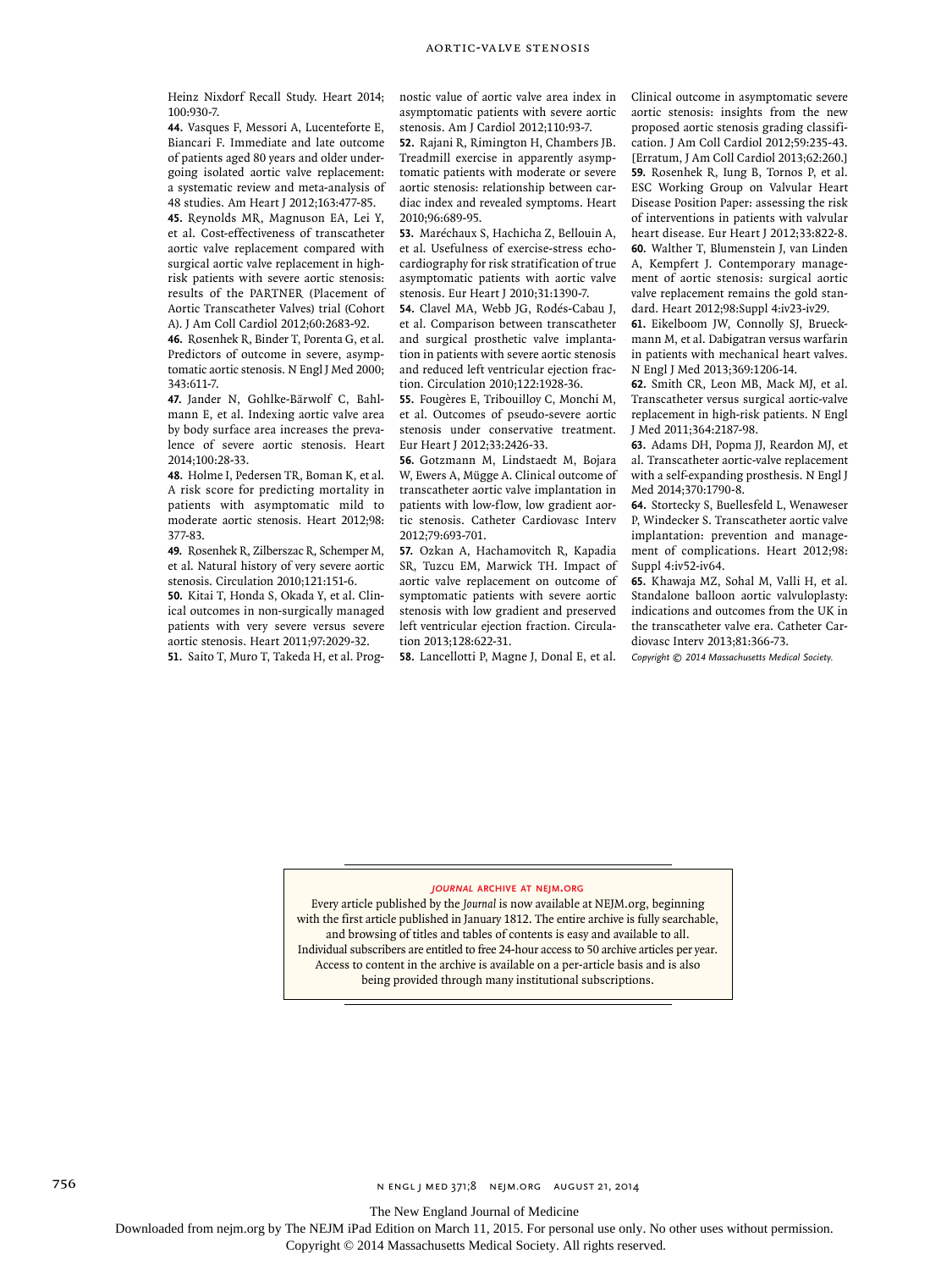Heinz Nixdorf Recall Study. Heart 2014;100:930-7.

**44.** Vasques F, Messori A, Lucenteforte E, Biancari F. Immediate and late outcome of patients aged 80 years and older undergoing isolated aortic valve replacement: a systematic review and meta-analysis of 48 studies. Am Heart J 2012;163:477-85.

**45.** Reynolds MR, Magnuson EA, Lei Y, et al. Cost-effectiveness of transcatheter aortic valve replacement compared with surgical aortic valve replacement in high-risk patients with severe aortic stenosis: results of the PARTNER (Placement of Aortic Transcatheter Valves) trial (Cohort A). J Am Coll Cardiol 2012;60:2683-92.

**46.** Rosenhek R, Binder T, Porenta G, et al. Predictors of outcome in severe, asymptomatic aortic stenosis. N Engl J Med 2000;343:611-7.

**47.** Jander N, Gohlke-Bärwolf C, Bahlmann E, et al. Indexing aortic valve area by body surface area increases the prevalence of severe aortic stenosis. Heart 2014;100:28-33.

**48.** Holme I, Pedersen TR, Boman K, et al. A risk score for predicting mortality in patients with asymptomatic mild to moderate aortic stenosis. Heart 2012;98:377-83.

**49.** Rosenhek R, Zilberszac R, Schemper M, et al. Natural history of very severe aortic stenosis. Circulation 2010;121:151-6.

**50.** Kitai T, Honda S, Okada Y, et al. Clinical outcomes in non-surgically managed patients with very severe versus severe aortic stenosis. Heart 2011;97:2029-32.

**51.** Saito T, Muro T, Takeda H, et al. Prognostic value of aortic valve area index in asymptomatic patients with severe aortic stenosis. Am J Cardiol 2012;110:93-7.

**52.** Rajani R, Rimington H, Chambers JB. Treadmill exercise in apparently asymptomatic patients with moderate or severe aortic stenosis: relationship between cardiac index and revealed symptoms. Heart 2010;96:689-95.

**53.** Maréchaux S, Hachicha Z, Bellouin A, et al. Usefulness of exercise-stress echocardiography for risk stratification of true asymptomatic patients with aortic valve stenosis. Eur Heart J 2010;31:1390-7.

**54.** Clavel MA, Webb JG, Rodés-Cabau J, et al. Comparison between transcatheter and surgical prosthetic valve implantation in patients with severe aortic stenosis and reduced left ventricular ejection fraction. Circulation 2010;122:1928-36.

**55.** Fougères E, Tribouilloy C, Monchi M, et al. Outcomes of pseudo-severe aortic stenosis under conservative treatment. Eur Heart J 2012;33:2426-33.

**56.** Gotzmann M, Lindstaedt M, Bojara W, Ewers A, Mügge A. Clinical outcome of transcatheter aortic valve implantation in patients with low-flow, low gradient aortic stenosis. Catheter Cardiovasc Interv 2012;79:693-701.

**57.** Ozkan A, Hachamovitch R, Kapadia SR, Tuzcu EM, Marwick TH. Impact of aortic valve replacement on outcome of symptomatic patients with severe aortic stenosis with low gradient and preserved left ventricular ejection fraction. Circulation 2013;128:622-31.

**58.** Lancellotti P, Magne J, Donal E, et al. Clinical outcome in asymptomatic severe aortic stenosis: insights from the new proposed aortic stenosis grading classification. J Am Coll Cardiol 2012;59:235-43. [Erratum, J Am Coll Cardiol 2013;62:260.]

**59.** Rosenhek R, Iung B, Tornos P, et al. ESC Working Group on Valvular Heart Disease Position Paper: assessing the risk of interventions in patients with valvular heart disease. Eur Heart J 2012;33:822-8.

**60.** Walther T, Blumenstein J, van Linden A, Kempfert J. Contemporary management of aortic stenosis: surgical aortic valve replacement remains the gold standard. Heart 2012;98:Suppl 4:iv23-iv29.

**61.** Eikelboom JW, Connolly SJ, Brueckmann M, et al. Dabigatran versus warfarin in patients with mechanical heart valves. N Engl J Med 2013;369:1206-14.

**62.** Smith CR, Leon MB, Mack MJ, et al. Transcatheter versus surgical aortic-valve replacement in high-risk patients. N Engl J Med 2011;364:2187-98.

**63.** Adams DH, Popma JJ, Reardon MJ, et al. Transcatheter aortic-valve replacement with a self-expanding prosthesis. N Engl J Med 2014;370:1790-8.

**64.** Stortecky S, Buellesfeld L, Wenaweser P, Windecker S. Transcatheter aortic valve implantation: prevention and management of complications. Heart 2012;98:Suppl 4:iv52-iv64.

**65.** Khawaja MZ, Sohal M, Valli H, et al. Standalone balloon aortic valvuloplasty: indications and outcomes from the UK in the transcatheter valve era. Catheter Cardiovasc Interv 2013;81:366-73.

*Copyright © 2014 Massachusetts Medical Society.*

**JOURNAL ARCHIVE AT NEJM.ORG**

Every article published by the *Journal* is now available at NEJM.org, beginning with the first article published in January 1812. The entire archive is fully searchable, and browsing of titles and tables of contents is easy and available to all. Individual subscribers are entitled to free 24-hour access to 50 archive articles per year. Access to content in the archive is available on a per-article basis and is also being provided through many institutional subscriptions.